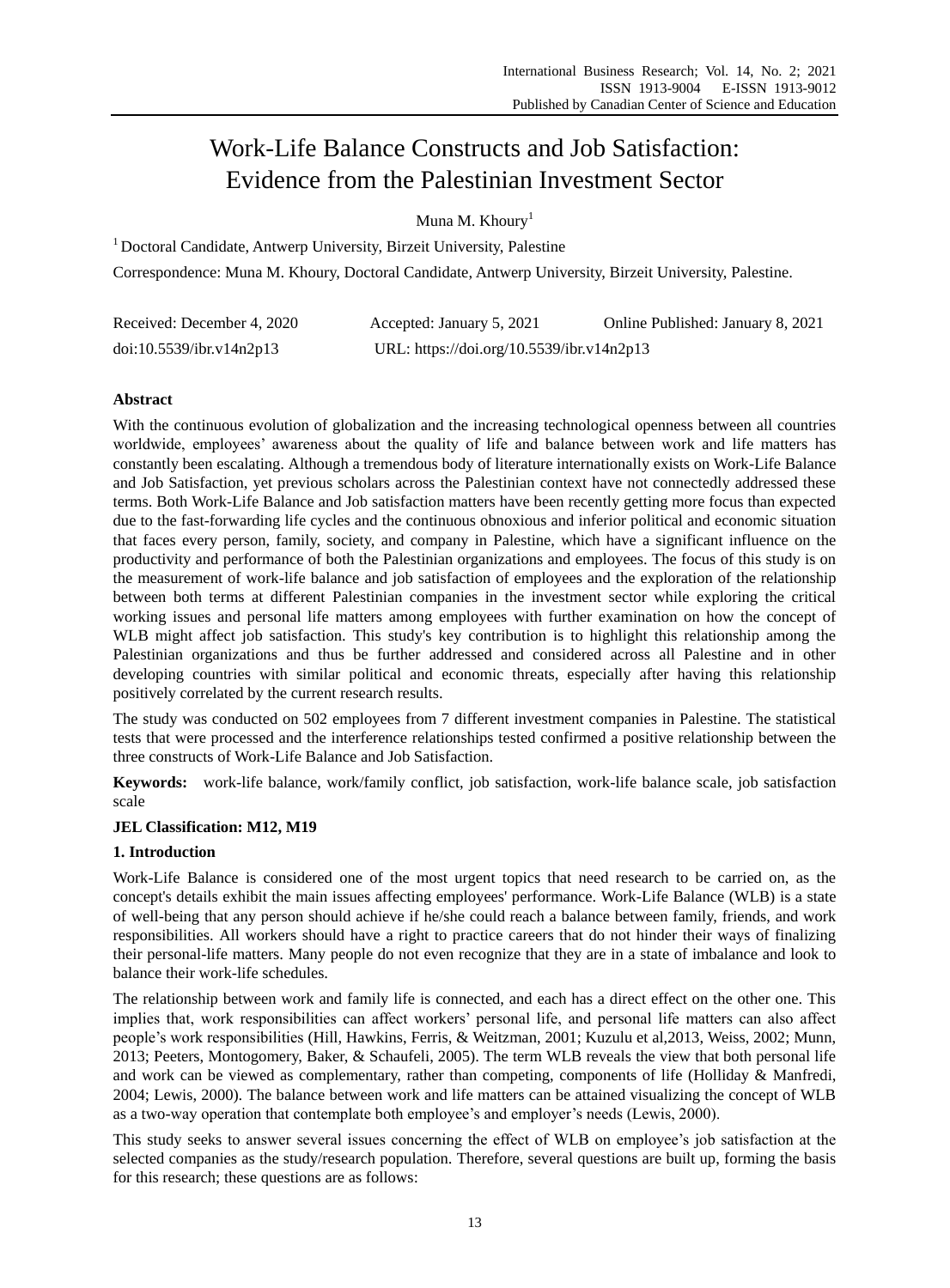# Work-Life Balance Constructs and Job Satisfaction: Evidence from the Palestinian Investment Sector

Muna M. Khoury[1]

[1] Doctoral Candidate, Antwerp University, Birzeit University, Palestine

Correspondence: Muna M. Khoury, Doctoral Candidate, Antwerp University, Birzeit University, Palestine.

Received: December 4, 2020 Accepted: January 5, 2021 Online Published: January 8, 2021

doi:10.5539/ibr.v14n2p13 URL: https://doi.org/10.5539/ibr.v14n2p13

## Abstract

With the continuous evolution of globalization and the increasing technological openness between all countries worldwide, employees' awareness about the quality of life and balance between work and life matters has constantly been escalating. Although a tremendous body of literature internationally exists on Work-Life Balance and Job Satisfaction, yet previous scholars across the Palestinian context have not connectedly addressed these terms. Both Work-Life Balance and Job satisfaction matters have been recently getting more focus than expected due to the fast-forwarding life cycles and the continuous obnoxious and inferior political and economic situation that faces every person, family, society, and company in Palestine, which have a significant influence on the productivity and performance of both the Palestinian organizations and employees. The focus of this study is on the measurement of work-life balance and job satisfaction of employees and the exploration of the relationship between both terms at different Palestinian companies in the investment sector while exploring the critical working issues and personal life matters among employees with further examination on how the concept of WLB might affect job satisfaction. This study's key contribution is to highlight this relationship among the Palestinian organizations and thus be further addressed and considered across all Palestine and in other developing countries with similar political and economic threats, especially after having this relationship positively correlated by the current research results.

The study was conducted on 502 employees from 7 different investment companies in Palestine. The statistical tests that were processed and the interference relationships tested confirmed a positive relationship between the three constructs of Work-Life Balance and Job Satisfaction.

**Keywords:** work-life balance, work/family conflict, job satisfaction, work-life balance scale, job satisfaction scale

**JEL Classification: M12, M19**

## 1. Introduction

Work-Life Balance is considered one of the most urgent topics that need research to be carried on, as the concept's details exhibit the main issues affecting employees' performance. Work-Life Balance (WLB) is a state of well-being that any person should achieve if he/she could reach a balance between family, friends, and work responsibilities. All workers should have a right to practice careers that do not hinder their ways of finalizing their personal-life matters. Many people do not even recognize that they are in a state of imbalance and look to balance their work-life schedules.

The relationship between work and family life is connected, and each has a direct effect on the other one. This implies that, work responsibilities can affect workers' personal life, and personal life matters can also affect people's work responsibilities (Hill, Hawkins, Ferris, & Weitzman, 2001; Kuzulu et al,2013, Weiss, 2002; Munn, 2013; Peeters, Montogomery, Baker, & Schaufeli, 2005). The term WLB reveals the view that both personal life and work can be viewed as complementary, rather than competing, components of life (Holliday & Manfredi, 2004; Lewis, 2000). The balance between work and life matters can be attained visualizing the concept of WLB as a two-way operation that contemplate both employee's and employer's needs (Lewis, 2000).

This study seeks to answer several issues concerning the effect of WLB on employee's job satisfaction at the selected companies as the study/research population. Therefore, several questions are built up, forming the basis for this research; these questions are as follows: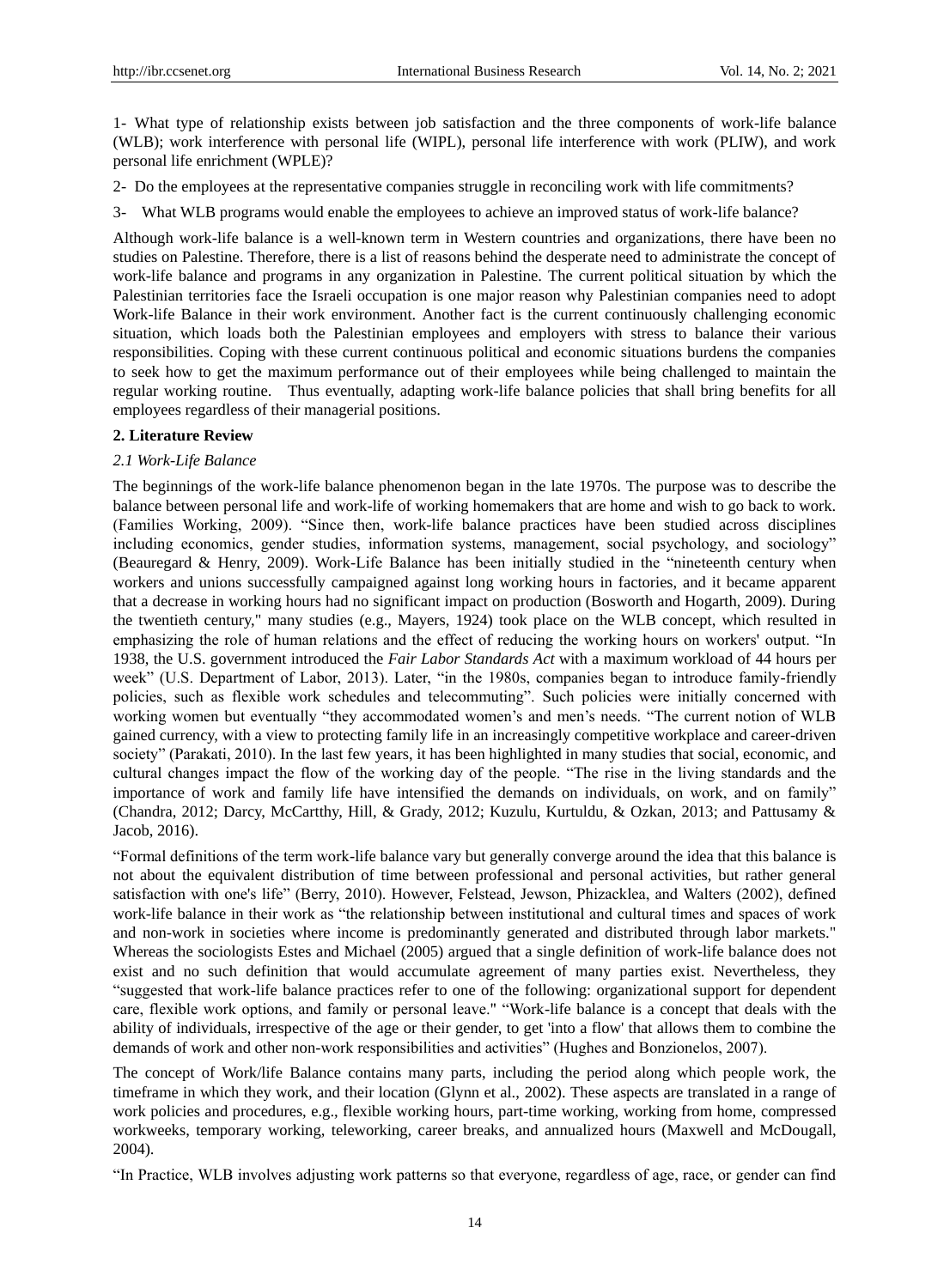1- What type of relationship exists between job satisfaction and the three components of work-life balance (WLB); work interference with personal life (WIPL), personal life interference with work (PLIW), and work personal life enrichment (WPLE)?

2- Do the employees at the representative companies struggle in reconciling work with life commitments?

3- What WLB programs would enable the employees to achieve an improved status of work-life balance?

Although work-life balance is a well-known term in Western countries and organizations, there have been no studies on Palestine. Therefore, there is a list of reasons behind the desperate need to administrate the concept of work-life balance and programs in any organization in Palestine. The current political situation by which the Palestinian territories face the Israeli occupation is one major reason why Palestinian companies need to adopt Work-life Balance in their work environment. Another fact is the current continuously challenging economic situation, which loads both the Palestinian employees and employers with stress to balance their various responsibilities. Coping with these current continuous political and economic situations burdens the companies to seek how to get the maximum performance out of their employees while being challenged to maintain the regular working routine. Thus eventually, adapting work-life balance policies that shall bring benefits for all employees regardless of their managerial positions.

## 2. Literature Review

### 2.1 Work-Life Balance

The beginnings of the work-life balance phenomenon began in the late 1970s. The purpose was to describe the balance between personal life and work-life of working homemakers that are home and wish to go back to work. (Families Working, 2009). "Since then, work-life balance practices have been studied across disciplines including economics, gender studies, information systems, management, social psychology, and sociology" (Beauregard & Henry, 2009). Work-Life Balance has been initially studied in the "nineteenth century when workers and unions successfully campaigned against long working hours in factories, and it became apparent that a decrease in working hours had no significant impact on production (Bosworth and Hogarth, 2009). During the twentieth century," many studies (e.g., Mayers, 1924) took place on the WLB concept, which resulted in emphasizing the role of human relations and the effect of reducing the working hours on workers' output. "In 1938, the U.S. government introduced the *Fair Labor Standards Act* with a maximum workload of 44 hours per week" (U.S. Department of Labor, 2013). Later, "in the 1980s, companies began to introduce family-friendly policies, such as flexible work schedules and telecommuting". Such policies were initially concerned with working women but eventually "they accommodated women's and men's needs. "The current notion of WLB gained currency, with a view to protecting family life in an increasingly competitive workplace and career-driven society" (Parakati, 2010). In the last few years, it has been highlighted in many studies that social, economic, and cultural changes impact the flow of the working day of the people. "The rise in the living standards and the importance of work and family life have intensified the demands on individuals, on work, and on family" (Chandra, 2012; Darcy, McCartthy, Hill, & Grady, 2012; Kuzulu, Kurtuldu, & Ozkan, 2013; and Pattusamy & Jacob, 2016).

"Formal definitions of the term work-life balance vary but generally converge around the idea that this balance is not about the equivalent distribution of time between professional and personal activities, but rather general satisfaction with one's life" (Berry, 2010). However, Felstead, Jewson, Phizacklea, and Walters (2002), defined work-life balance in their work as "the relationship between institutional and cultural times and spaces of work and non-work in societies where income is predominantly generated and distributed through labor markets." Whereas the sociologists Estes and Michael (2005) argued that a single definition of work-life balance does not exist and no such definition that would accumulate agreement of many parties exist. Nevertheless, they "suggested that work-life balance practices refer to one of the following: organizational support for dependent care, flexible work options, and family or personal leave." "Work-life balance is a concept that deals with the ability of individuals, irrespective of the age or their gender, to get 'into a flow' that allows them to combine the demands of work and other non-work responsibilities and activities" (Hughes and Bonzionelos, 2007).

The concept of Work/life Balance contains many parts, including the period along which people work, the timeframe in which they work, and their location (Glynn et al., 2002). These aspects are translated in a range of work policies and procedures, e.g., flexible working hours, part-time working, working from home, compressed workweeks, temporary working, teleworking, career breaks, and annualized hours (Maxwell and McDougall, 2004).

"In Practice, WLB involves adjusting work patterns so that everyone, regardless of age, race, or gender can find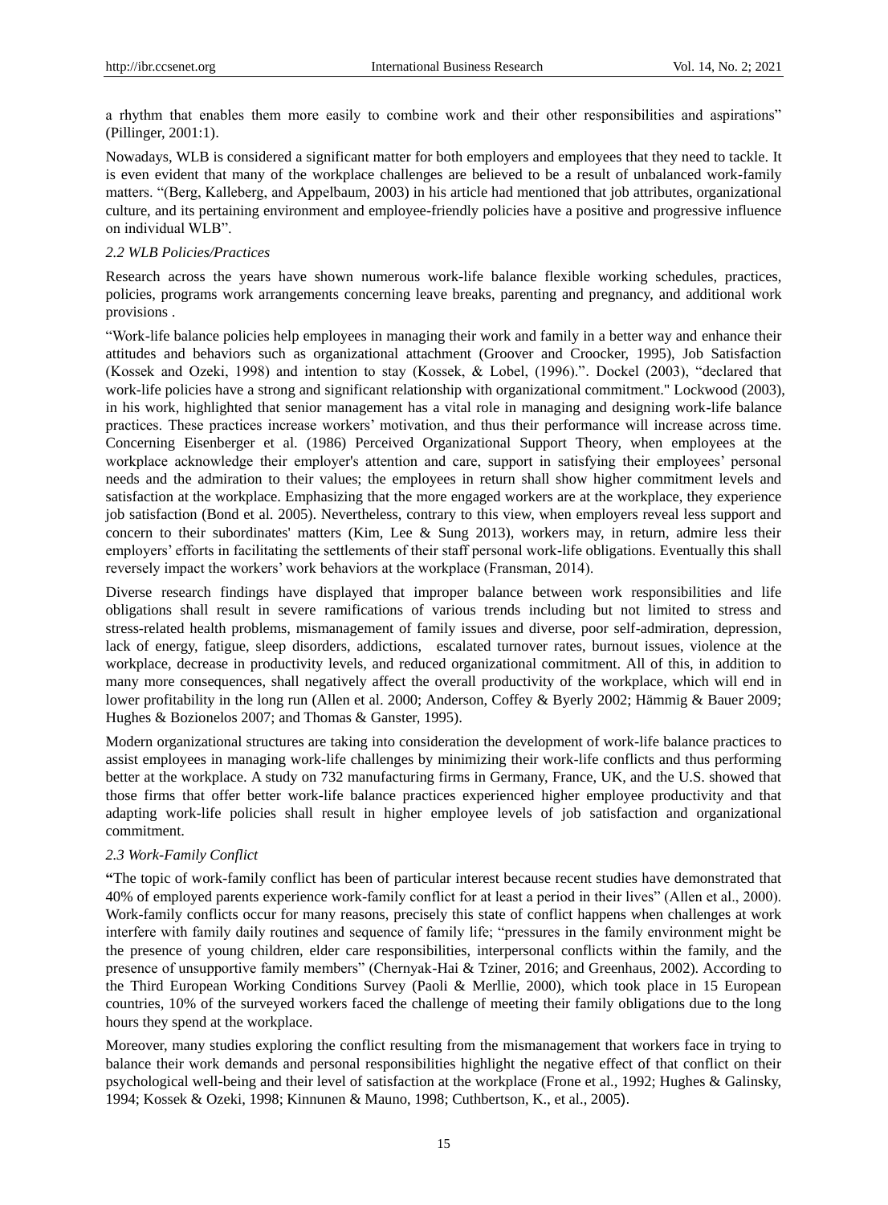a rhythm that enables them more easily to combine work and their other responsibilities and aspirations" (Pillinger, 2001:1).

Nowadays, WLB is considered a significant matter for both employers and employees that they need to tackle. It is even evident that many of the workplace challenges are believed to be a result of unbalanced work-family matters. "(Berg, Kalleberg, and Appelbaum, 2003) in his article had mentioned that job attributes, organizational culture, and its pertaining environment and employee-friendly policies have a positive and progressive influence on individual WLB".

### *2.2 WLB Policies/Practices*

Research across the years have shown numerous work-life balance flexible working schedules, practices, policies, programs work arrangements concerning leave breaks, parenting and pregnancy, and additional work provisions .

"Work-life balance policies help employees in managing their work and family in a better way and enhance their attitudes and behaviors such as organizational attachment (Groover and Croocker, 1995), Job Satisfaction (Kossek and Ozeki, 1998) and intention to stay (Kossek, & Lobel, (1996).". Dockel (2003), "declared that work-life policies have a strong and significant relationship with organizational commitment." Lockwood (2003), in his work, highlighted that senior management has a vital role in managing and designing work-life balance practices. These practices increase workers' motivation, and thus their performance will increase across time. Concerning Eisenberger et al. (1986) Perceived Organizational Support Theory, when employees at the workplace acknowledge their employer's attention and care, support in satisfying their employees' personal needs and the admiration to their values; the employees in return shall show higher commitment levels and satisfaction at the workplace. Emphasizing that the more engaged workers are at the workplace, they experience job satisfaction (Bond et al. 2005). Nevertheless, contrary to this view, when employers reveal less support and concern to their subordinates' matters (Kim, Lee & Sung 2013), workers may, in return, admire less their employers' efforts in facilitating the settlements of their staff personal work-life obligations. Eventually this shall reversely impact the workers' work behaviors at the workplace (Fransman, 2014).

Diverse research findings have displayed that improper balance between work responsibilities and life obligations shall result in severe ramifications of various trends including but not limited to stress and stress-related health problems, mismanagement of family issues and diverse, poor self-admiration, depression, lack of energy, fatigue, sleep disorders, addictions, escalated turnover rates, burnout issues, violence at the workplace, decrease in productivity levels, and reduced organizational commitment. All of this, in addition to many more consequences, shall negatively affect the overall productivity of the workplace, which will end in lower profitability in the long run (Allen et al. 2000; Anderson, Coffey & Byerly 2002; Hämmig & Bauer 2009; Hughes & Bozionelos 2007; and Thomas & Ganster, 1995).

Modern organizational structures are taking into consideration the development of work-life balance practices to assist employees in managing work-life challenges by minimizing their work-life conflicts and thus performing better at the workplace. A study on 732 manufacturing firms in Germany, France, UK, and the U.S. showed that those firms that offer better work-life balance practices experienced higher employee productivity and that adapting work-life policies shall result in higher employee levels of job satisfaction and organizational commitment.

### *2.3 Work-Family Conflict*

**"**The topic of work-family conflict has been of particular interest because recent studies have demonstrated that 40% of employed parents experience work-family conflict for at least a period in their lives" (Allen et al., 2000). Work-family conflicts occur for many reasons, precisely this state of conflict happens when challenges at work interfere with family daily routines and sequence of family life; "pressures in the family environment might be the presence of young children, elder care responsibilities, interpersonal conflicts within the family, and the presence of unsupportive family members" (Chernyak-Hai & Tziner, 2016; and Greenhaus, 2002). According to the Third European Working Conditions Survey (Paoli & Merllie, 2000), which took place in 15 European countries, 10% of the surveyed workers faced the challenge of meeting their family obligations due to the long hours they spend at the workplace.

Moreover, many studies exploring the conflict resulting from the mismanagement that workers face in trying to balance their work demands and personal responsibilities highlight the negative effect of that conflict on their psychological well-being and their level of satisfaction at the workplace (Frone et al., 1992; Hughes & Galinsky, 1994; Kossek & Ozeki, 1998; Kinnunen & Mauno, 1998; Cuthbertson, K., et al., 2005).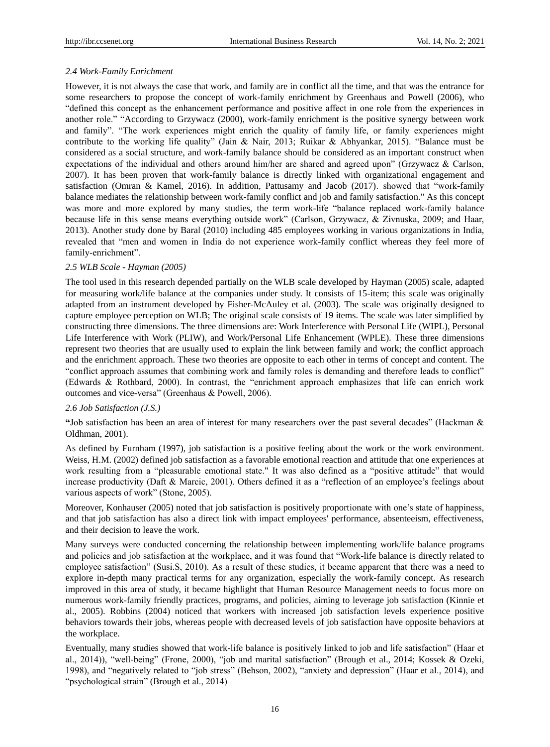### *2.4 Work-Family Enrichment*

However, it is not always the case that work, and family are in conflict all the time, and that was the entrance for some researchers to propose the concept of work-family enrichment by Greenhaus and Powell (2006), who "defined this concept as the enhancement performance and positive affect in one role from the experiences in another role." "According to Grzywacz (2000), work-family enrichment is the positive synergy between work and family". "The work experiences might enrich the quality of family life, or family experiences might contribute to the working life quality" (Jain & Nair, 2013; Ruikar & Abhyankar, 2015). "Balance must be considered as a social structure, and work-family balance should be considered as an important construct when expectations of the individual and others around him/her are shared and agreed upon" (Grzywacz & Carlson, 2007). It has been proven that work-family balance is directly linked with organizational engagement and satisfaction (Omran & Kamel, 2016). In addition, Pattusamy and Jacob (2017). showed that "work-family balance mediates the relationship between work-family conflict and job and family satisfaction." As this concept was more and more explored by many studies, the term work-life "balance replaced work-family balance because life in this sense means everything outside work" (Carlson, Grzywacz, & Zivnuska, 2009; and Haar, 2013). Another study done by Baral (2010) including 485 employees working in various organizations in India, revealed that "men and women in India do not experience work-family conflict whereas they feel more of family-enrichment".

### *2.5 WLB Scale - Hayman (2005)*

The tool used in this research depended partially on the WLB scale developed by Hayman (2005) scale, adapted for measuring work/life balance at the companies under study. It consists of 15-item; this scale was originally adapted from an instrument developed by Fisher-McAuley et al. (2003). The scale was originally designed to capture employee perception on WLB; The original scale consists of 19 items. The scale was later simplified by constructing three dimensions. The three dimensions are: Work Interference with Personal Life (WIPL), Personal Life Interference with Work (PLIW), and Work/Personal Life Enhancement (WPLE). These three dimensions represent two theories that are usually used to explain the link between family and work; the conflict approach and the enrichment approach. These two theories are opposite to each other in terms of concept and content. The "conflict approach assumes that combining work and family roles is demanding and therefore leads to conflict" (Edwards & Rothbard, 2000). In contrast, the "enrichment approach emphasizes that life can enrich work outcomes and vice-versa" (Greenhaus & Powell, 2006).

### *2.6 Job Satisfaction (J.S.)*

"Job satisfaction has been an area of interest for many researchers over the past several decades" (Hackman & Oldhman, 2001).

As defined by Furnham (1997), job satisfaction is a positive feeling about the work or the work environment. Weiss, H.M. (2002) defined job satisfaction as a favorable emotional reaction and attitude that one experiences at work resulting from a "pleasurable emotional state." It was also defined as a "positive attitude" that would increase productivity (Daft & Marcic, 2001). Others defined it as a "reflection of an employee's feelings about various aspects of work" (Stone, 2005).

Moreover, Konhauser (2005) noted that job satisfaction is positively proportionate with one's state of happiness, and that job satisfaction has also a direct link with impact employees' performance, absenteeism, effectiveness, and their decision to leave the work.

Many surveys were conducted concerning the relationship between implementing work/life balance programs and policies and job satisfaction at the workplace, and it was found that "Work-life balance is directly related to employee satisfaction" (Susi.S, 2010). As a result of these studies, it became apparent that there was a need to explore in-depth many practical terms for any organization, especially the work-family concept. As research improved in this area of study, it became highlight that Human Resource Management needs to focus more on numerous work-family friendly practices, programs, and policies, aiming to leverage job satisfaction (Kinnie et al., 2005). Robbins (2004) noticed that workers with increased job satisfaction levels experience positive behaviors towards their jobs, whereas people with decreased levels of job satisfaction have opposite behaviors at the workplace.

Eventually, many studies showed that work-life balance is positively linked to job and life satisfaction" (Haar et al., 2014)), "well-being" (Frone, 2000), "job and marital satisfaction" (Brough et al., 2014; Kossek & Ozeki, 1998), and "negatively related to "job stress" (Behson, 2002), "anxiety and depression" (Haar et al., 2014), and "psychological strain" (Brough et al., 2014)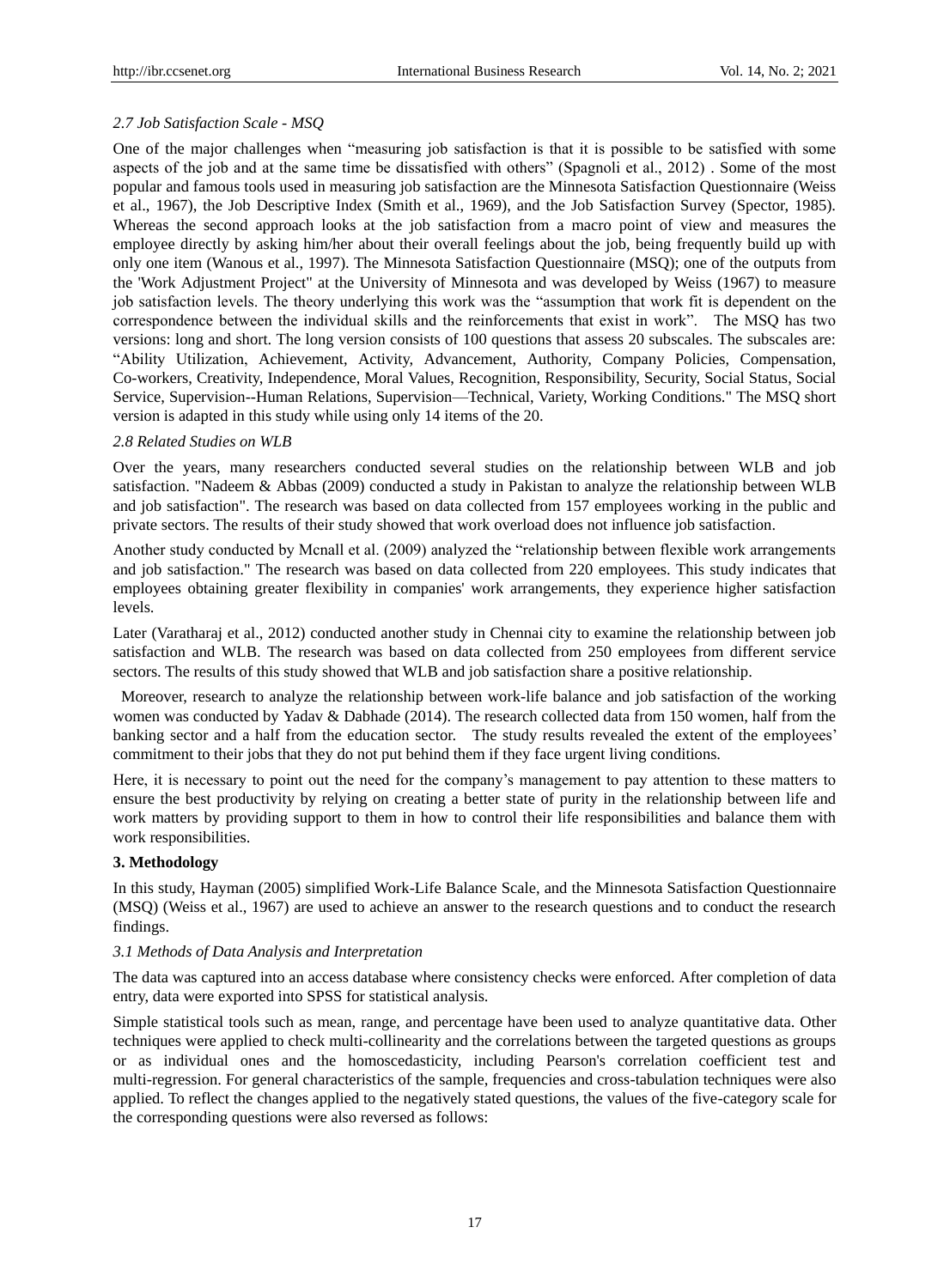### *2.7 Job Satisfaction Scale - MSQ*

One of the major challenges when "measuring job satisfaction is that it is possible to be satisfied with some aspects of the job and at the same time be dissatisfied with others" (Spagnoli et al., 2012) . Some of the most popular and famous tools used in measuring job satisfaction are the Minnesota Satisfaction Questionnaire (Weiss et al., 1967), the Job Descriptive Index (Smith et al., 1969), and the Job Satisfaction Survey (Spector, 1985). Whereas the second approach looks at the job satisfaction from a macro point of view and measures the employee directly by asking him/her about their overall feelings about the job, being frequently build up with only one item (Wanous et al., 1997). The Minnesota Satisfaction Questionnaire (MSQ); one of the outputs from the 'Work Adjustment Project" at the University of Minnesota and was developed by Weiss (1967) to measure job satisfaction levels. The theory underlying this work was the "assumption that work fit is dependent on the correspondence between the individual skills and the reinforcements that exist in work". The MSQ has two versions: long and short. The long version consists of 100 questions that assess 20 subscales. The subscales are: "Ability Utilization, Achievement, Activity, Advancement, Authority, Company Policies, Compensation, Co-workers, Creativity, Independence, Moral Values, Recognition, Responsibility, Security, Social Status, Social Service, Supervision--Human Relations, Supervision—Technical, Variety, Working Conditions." The MSQ short version is adapted in this study while using only 14 items of the 20.

### *2.8 Related Studies on WLB*

Over the years, many researchers conducted several studies on the relationship between WLB and job satisfaction. "Nadeem & Abbas (2009) conducted a study in Pakistan to analyze the relationship between WLB and job satisfaction". The research was based on data collected from 157 employees working in the public and private sectors. The results of their study showed that work overload does not influence job satisfaction.

Another study conducted by Mcnall et al. (2009) analyzed the "relationship between flexible work arrangements and job satisfaction." The research was based on data collected from 220 employees. This study indicates that employees obtaining greater flexibility in companies' work arrangements, they experience higher satisfaction levels.

Later (Varatharaj et al., 2012) conducted another study in Chennai city to examine the relationship between job satisfaction and WLB. The research was based on data collected from 250 employees from different service sectors. The results of this study showed that WLB and job satisfaction share a positive relationship.

Moreover, research to analyze the relationship between work-life balance and job satisfaction of the working women was conducted by Yadav & Dabhade (2014). The research collected data from 150 women, half from the banking sector and a half from the education sector. The study results revealed the extent of the employees' commitment to their jobs that they do not put behind them if they face urgent living conditions.

Here, it is necessary to point out the need for the company's management to pay attention to these matters to ensure the best productivity by relying on creating a better state of purity in the relationship between life and work matters by providing support to them in how to control their life responsibilities and balance them with work responsibilities.

## **3. Methodology**

In this study, Hayman (2005) simplified Work-Life Balance Scale, and the Minnesota Satisfaction Questionnaire (MSQ) (Weiss et al., 1967) are used to achieve an answer to the research questions and to conduct the research findings.

### *3.1 Methods of Data Analysis and Interpretation*

The data was captured into an access database where consistency checks were enforced. After completion of data entry, data were exported into SPSS for statistical analysis.

Simple statistical tools such as mean, range, and percentage have been used to analyze quantitative data. Other techniques were applied to check multi-collinearity and the correlations between the targeted questions as groups or as individual ones and the homoscedasticity, including Pearson's correlation coefficient test and multi-regression. For general characteristics of the sample, frequencies and cross-tabulation techniques were also applied. To reflect the changes applied to the negatively stated questions, the values of the five-category scale for the corresponding questions were also reversed as follows: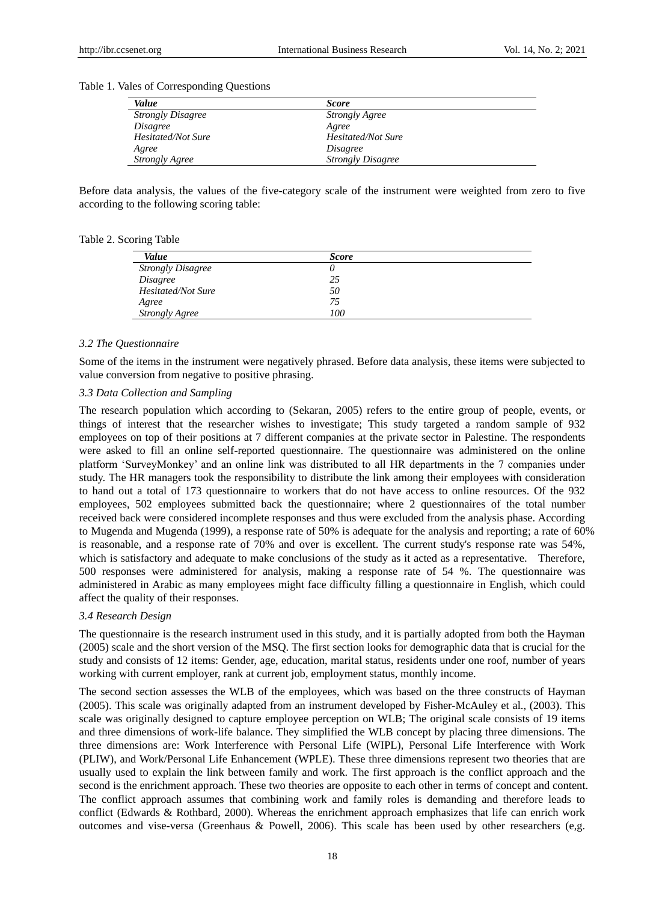Table 1. Vales of Corresponding Questions

| *Value* | *Score* |
|---|---|
| *Strongly Disagree* | *Strongly Agree* |
| *Disagree* | *Agree* |
| *Hesitated/Not Sure* | *Hesitated/Not Sure* |
| *Agree* | *Disagree* |
| *Strongly Agree* | *Strongly Disagree* |

Before data analysis, the values of the five-category scale of the instrument were weighted from zero to five according to the following scoring table:

Table 2. Scoring Table

| *Value* | *Score* |
|---|---|
| *Strongly Disagree* | *0* |
| *Disagree* | *25* |
| *Hesitated/Not Sure* | *50* |
| *Agree* | *75* |
| *Strongly Agree* | *100* |

### *3.2 The Questionnaire*

Some of the items in the instrument were negatively phrased. Before data analysis, these items were subjected to value conversion from negative to positive phrasing.

### *3.3 Data Collection and Sampling*

The research population which according to (Sekaran, 2005) refers to the entire group of people, events, or things of interest that the researcher wishes to investigate; This study targeted a random sample of 932 employees on top of their positions at 7 different companies at the private sector in Palestine. The respondents were asked to fill an online self-reported questionnaire. The questionnaire was administered on the online platform 'SurveyMonkey' and an online link was distributed to all HR departments in the 7 companies under study. The HR managers took the responsibility to distribute the link among their employees with consideration to hand out a total of 173 questionnaire to workers that do not have access to online resources. Of the 932 employees, 502 employees submitted back the questionnaire; where 2 questionnaires of the total number received back were considered incomplete responses and thus were excluded from the analysis phase. According to Mugenda and Mugenda (1999), a response rate of 50% is adequate for the analysis and reporting; a rate of 60% is reasonable, and a response rate of 70% and over is excellent. The current study's response rate was 54%, which is satisfactory and adequate to make conclusions of the study as it acted as a representative. Therefore, 500 responses were administered for analysis, making a response rate of 54 %. The questionnaire was administered in Arabic as many employees might face difficulty filling a questionnaire in English, which could affect the quality of their responses.

### *3.4 Research Design*

The questionnaire is the research instrument used in this study, and it is partially adopted from both the Hayman (2005) scale and the short version of the MSQ. The first section looks for demographic data that is crucial for the study and consists of 12 items: Gender, age, education, marital status, residents under one roof, number of years working with current employer, rank at current job, employment status, monthly income.

The second section assesses the WLB of the employees, which was based on the three constructs of Hayman (2005). This scale was originally adapted from an instrument developed by Fisher-McAuley et al., (2003). This scale was originally designed to capture employee perception on WLB; The original scale consists of 19 items and three dimensions of work-life balance. They simplified the WLB concept by placing three dimensions. The three dimensions are: Work Interference with Personal Life (WIPL), Personal Life Interference with Work (PLIW), and Work/Personal Life Enhancement (WPLE). These three dimensions represent two theories that are usually used to explain the link between family and work. The first approach is the conflict approach and the second is the enrichment approach. These two theories are opposite to each other in terms of concept and content. The conflict approach assumes that combining work and family roles is demanding and therefore leads to conflict (Edwards & Rothbard, 2000). Whereas the enrichment approach emphasizes that life can enrich work outcomes and vise-versa (Greenhaus & Powell, 2006). This scale has been used by other researchers (e,g.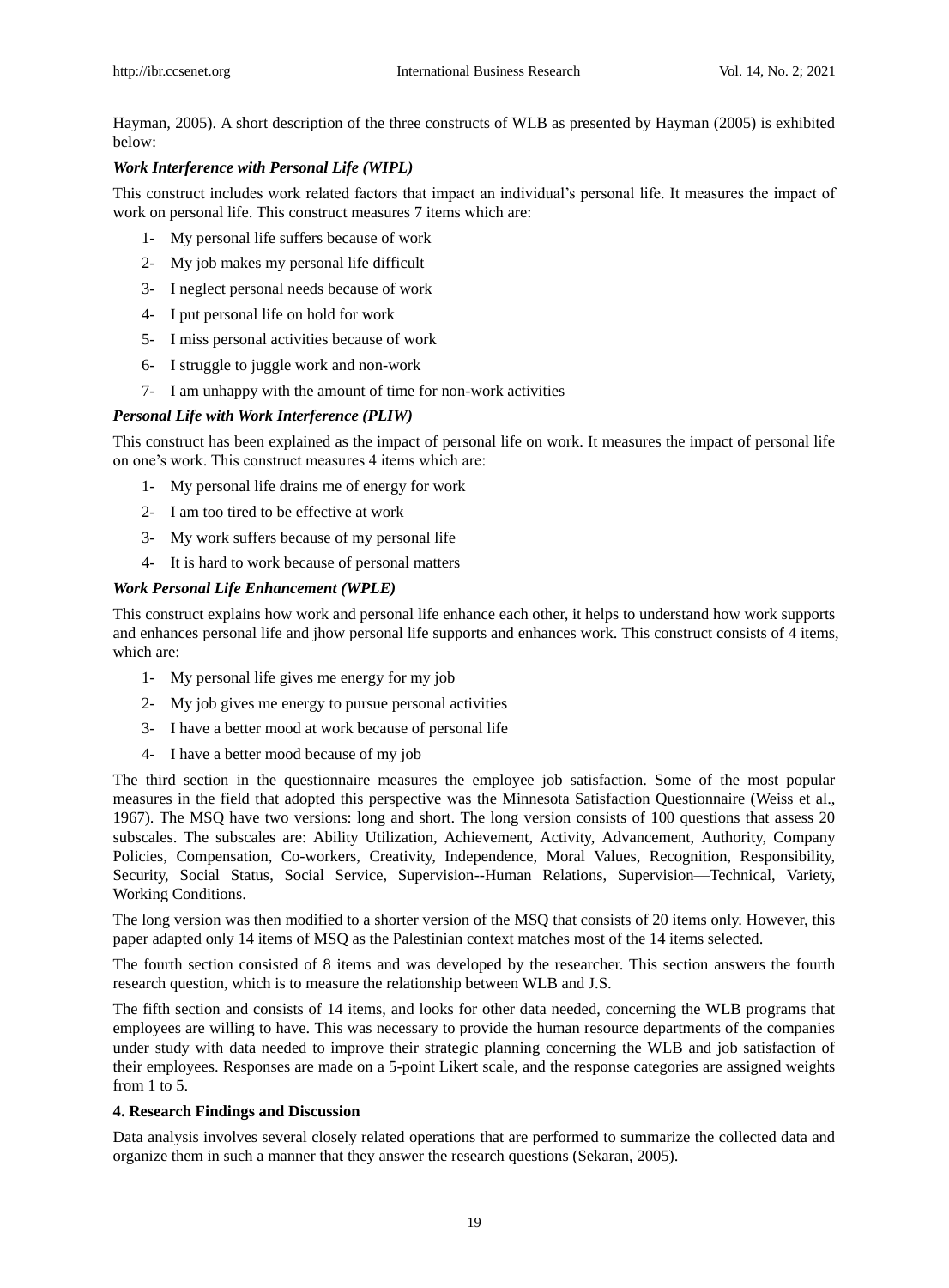Hayman, 2005). A short description of the three constructs of WLB as presented by Hayman (2005) is exhibited below:

***Work Interference with Personal Life (WIPL)***

This construct includes work related factors that impact an individual's personal life. It measures the impact of work on personal life. This construct measures 7 items which are:

1- My personal life suffers because of work

2- My job makes my personal life difficult

3- I neglect personal needs because of work

4- I put personal life on hold for work

5- I miss personal activities because of work

6- I struggle to juggle work and non-work

7- I am unhappy with the amount of time for non-work activities

***Personal Life with Work Interference (PLIW)***

This construct has been explained as the impact of personal life on work. It measures the impact of personal life on one's work. This construct measures 4 items which are:

1- My personal life drains me of energy for work

2- I am too tired to be effective at work

3- My work suffers because of my personal life

4- It is hard to work because of personal matters

***Work Personal Life Enhancement (WPLE)***

This construct explains how work and personal life enhance each other, it helps to understand how work supports and enhances personal life and jhow personal life supports and enhances work. This construct consists of 4 items, which are:

1- My personal life gives me energy for my job

2- My job gives me energy to pursue personal activities

3- I have a better mood at work because of personal life

4- I have a better mood because of my job

The third section in the questionnaire measures the employee job satisfaction. Some of the most popular measures in the field that adopted this perspective was the Minnesota Satisfaction Questionnaire (Weiss et al., 1967). The MSQ have two versions: long and short. The long version consists of 100 questions that assess 20 subscales. The subscales are: Ability Utilization, Achievement, Activity, Advancement, Authority, Company Policies, Compensation, Co-workers, Creativity, Independence, Moral Values, Recognition, Responsibility, Security, Social Status, Social Service, Supervision--Human Relations, Supervision—Technical, Variety, Working Conditions.

The long version was then modified to a shorter version of the MSQ that consists of 20 items only. However, this paper adapted only 14 items of MSQ as the Palestinian context matches most of the 14 items selected.

The fourth section consisted of 8 items and was developed by the researcher. This section answers the fourth research question, which is to measure the relationship between WLB and J.S.

The fifth section and consists of 14 items, and looks for other data needed, concerning the WLB programs that employees are willing to have. This was necessary to provide the human resource departments of the companies under study with data needed to improve their strategic planning concerning the WLB and job satisfaction of their employees. Responses are made on a 5-point Likert scale, and the response categories are assigned weights from 1 to 5.

## 4. Research Findings and Discussion

Data analysis involves several closely related operations that are performed to summarize the collected data and organize them in such a manner that they answer the research questions (Sekaran, 2005).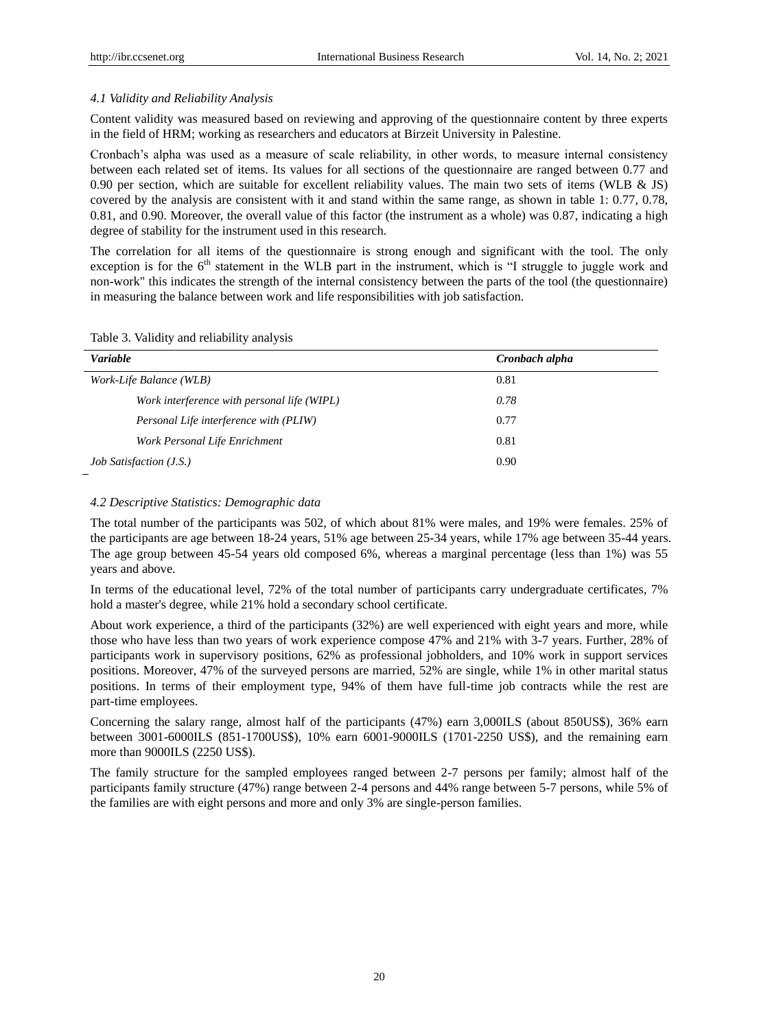### *4.1 Validity and Reliability Analysis*

Content validity was measured based on reviewing and approving of the questionnaire content by three experts in the field of HRM; working as researchers and educators at Birzeit University in Palestine.

Cronbach's alpha was used as a measure of scale reliability, in other words, to measure internal consistency between each related set of items. Its values for all sections of the questionnaire are ranged between 0.77 and 0.90 per section, which are suitable for excellent reliability values. The main two sets of items (WLB & JS) covered by the analysis are consistent with it and stand within the same range, as shown in table 1: 0.77, 0.78, 0.81, and 0.90. Moreover, the overall value of this factor (the instrument as a whole) was 0.87, indicating a high degree of stability for the instrument used in this research.

The correlation for all items of the questionnaire is strong enough and significant with the tool. The only exception is for the 6th statement in the WLB part in the instrument, which is "I struggle to juggle work and non-work" this indicates the strength of the internal consistency between the parts of the tool (the questionnaire) in measuring the balance between work and life responsibilities with job satisfaction.

Table 3. Validity and reliability analysis

| *Variable* | *Cronbach alpha* |
|---|---|
| *Work-Life Balance (WLB)* | 0.81 |
| *Work interference with personal life (WIPL)* | *0.78* |
| *Personal Life interference with (PLIW)* | 0.77 |
| *Work Personal Life Enrichment* | 0.81 |
| *Job Satisfaction (J.S.)* | 0.90 |

### *4.2 Descriptive Statistics: Demographic data*

The total number of the participants was 502, of which about 81% were males, and 19% were females. 25% of the participants are age between 18-24 years, 51% age between 25-34 years, while 17% age between 35-44 years. The age group between 45-54 years old composed 6%, whereas a marginal percentage (less than 1%) was 55 years and above.

In terms of the educational level, 72% of the total number of participants carry undergraduate certificates, 7% hold a master's degree, while 21% hold a secondary school certificate.

About work experience, a third of the participants (32%) are well experienced with eight years and more, while those who have less than two years of work experience compose 47% and 21% with 3-7 years. Further, 28% of participants work in supervisory positions, 62% as professional jobholders, and 10% work in support services positions. Moreover, 47% of the surveyed persons are married, 52% are single, while 1% in other marital status positions. In terms of their employment type, 94% of them have full-time job contracts while the rest are part-time employees.

Concerning the salary range, almost half of the participants (47%) earn 3,000ILS (about 850US$), 36% earn between 3001-6000ILS (851-1700US$), 10% earn 6001-9000ILS (1701-2250 US$), and the remaining earn more than 9000ILS (2250 US$).

The family structure for the sampled employees ranged between 2-7 persons per family; almost half of the participants family structure (47%) range between 2-4 persons and 44% range between 5-7 persons, while 5% of the families are with eight persons and more and only 3% are single-person families.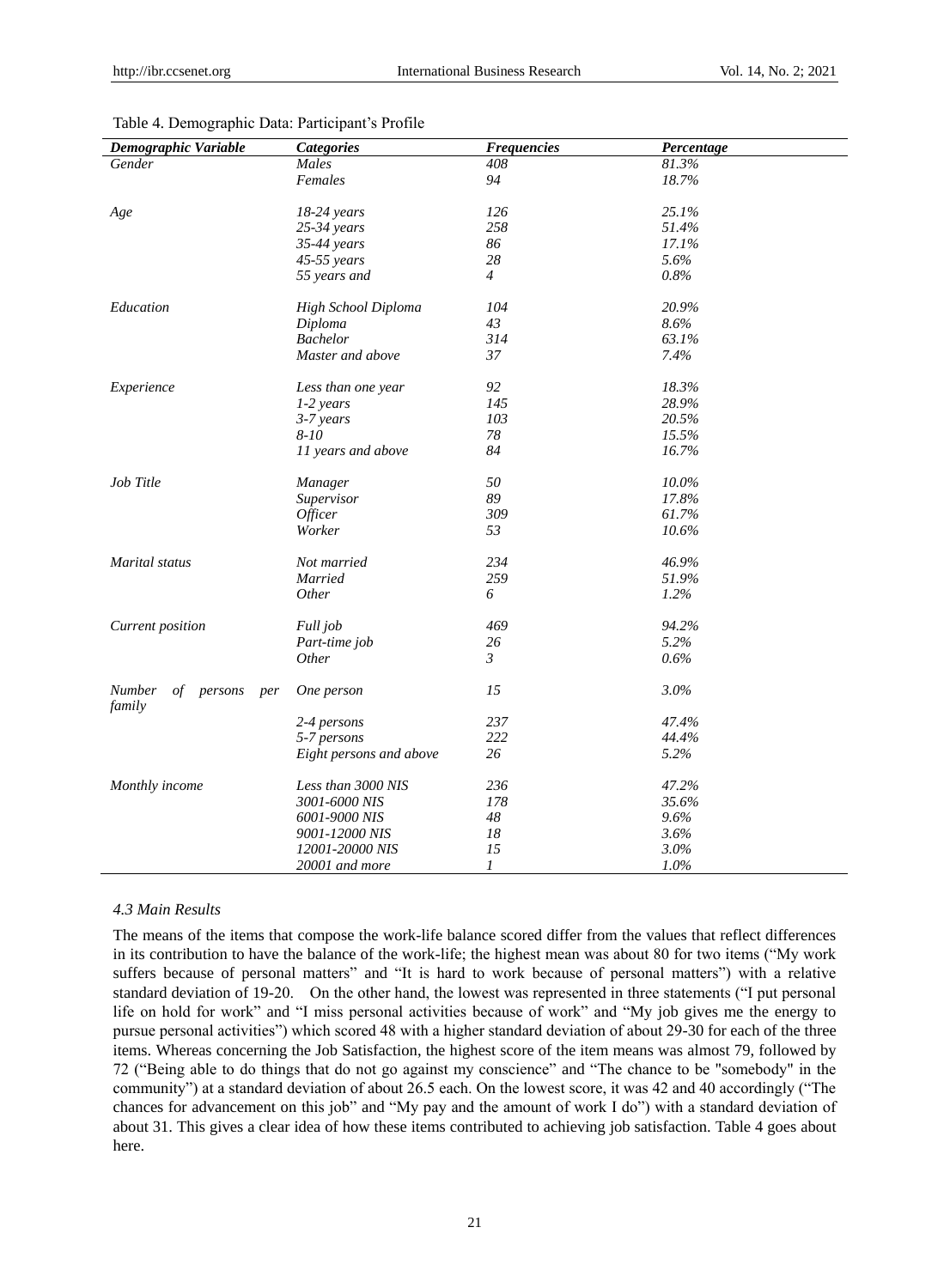Table 4. Demographic Data: Participant's Profile

| *Demographic Variable* | *Categories* | *Frequencies* | *Percentage* |
|---|---|---|---|
| *Gender* | *Males* | *408* | *81.3%* |
| | *Females* | *94* | *18.7%* |
| *Age* | *18-24 years* | *126* | *25.1%* |
| | *25-34 years* | *258* | *51.4%* |
| | *35-44 years* | *86* | *17.1%* |
| | *45-55 years* | *28* | *5.6%* |
| | *55 years and* | *4* | *0.8%* |
| *Education* | *High School Diploma* | *104* | *20.9%* |
| | *Diploma* | *43* | *8.6%* |
| | *Bachelor* | *314* | *63.1%* |
| | *Master and above* | *37* | *7.4%* |
| *Experience* | *Less than one year* | *92* | *18.3%* |
| | *1-2 years* | *145* | *28.9%* |
| | *3-7 years* | *103* | *20.5%* |
| | *8-10* | *78* | *15.5%* |
| | *11 years and above* | *84* | *16.7%* |
| *Job Title* | *Manager* | *50* | *10.0%* |
| | *Supervisor* | *89* | *17.8%* |
| | *Officer* | *309* | *61.7%* |
| | *Worker* | *53* | *10.6%* |
| *Marital status* | *Not married* | *234* | *46.9%* |
| | *Married* | *259* | *51.9%* |
| | *Other* | *6* | *1.2%* |
| *Current position* | *Full job* | *469* | *94.2%* |
| | *Part-time job* | *26* | *5.2%* |
| | *Other* | *3* | *0.6%* |
| *Number of persons per family* | *One person* | *15* | *3.0%* |
| | *2-4 persons* | *237* | *47.4%* |
| | *5-7 persons* | *222* | *44.4%* |
| | *Eight persons and above* | *26* | *5.2%* |
| *Monthly income* | *Less than 3000 NIS* | *236* | *47.2%* |
| | *3001-6000 NIS* | *178* | *35.6%* |
| | *6001-9000 NIS* | *48* | *9.6%* |
| | *9001-12000 NIS* | *18* | *3.6%* |
| | *12001-20000 NIS* | *15* | *3.0%* |
| | *20001 and more* | *1* | *1.0%* |

### *4.3 Main Results*

The means of the items that compose the work-life balance scored differ from the values that reflect differences in its contribution to have the balance of the work-life; the highest mean was about 80 for two items ("My work suffers because of personal matters" and "It is hard to work because of personal matters") with a relative standard deviation of 19-20. On the other hand, the lowest was represented in three statements ("I put personal life on hold for work" and "I miss personal activities because of work" and "My job gives me the energy to pursue personal activities") which scored 48 with a higher standard deviation of about 29-30 for each of the three items. Whereas concerning the Job Satisfaction, the highest score of the item means was almost 79, followed by 72 ("Being able to do things that do not go against my conscience" and "The chance to be "somebody" in the community") at a standard deviation of about 26.5 each. On the lowest score, it was 42 and 40 accordingly ("The chances for advancement on this job" and "My pay and the amount of work I do") with a standard deviation of about 31. This gives a clear idea of how these items contributed to achieving job satisfaction. Table 4 goes about here.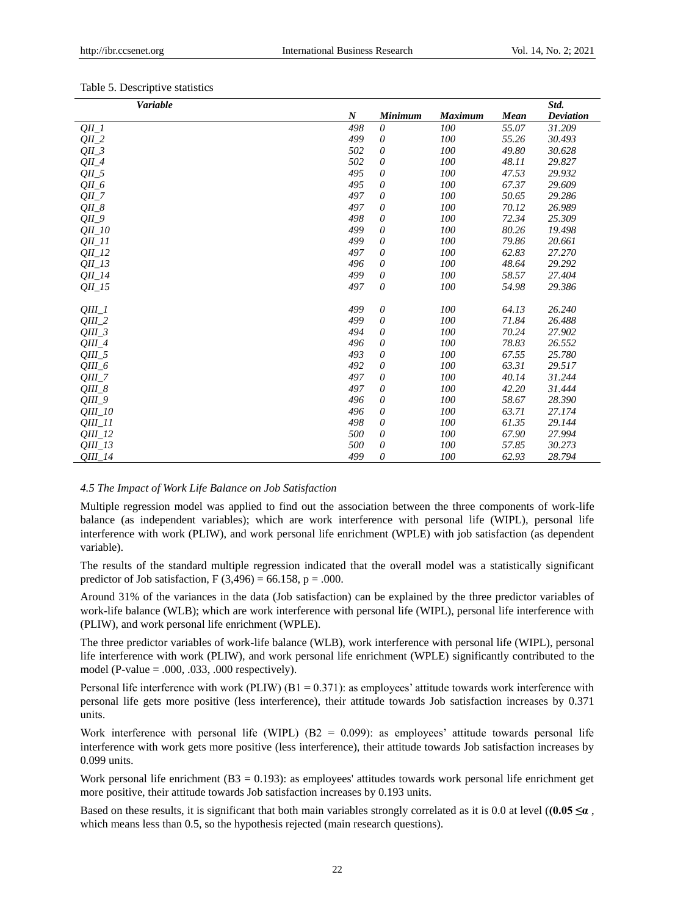Table 5. Descriptive statistics

| *Variable* | *N* | *Minimum* | *Maximum* | *Mean* | *Std. Deviation* |
|---|---|---|---|---|---|
| *QII_1* | 498 | 0 | 100 | 55.07 | 31.209 |
| *QII_2* | 499 | 0 | 100 | 55.26 | 30.493 |
| *QII_3* | 502 | 0 | 100 | 49.80 | 30.628 |
| *QII_4* | 502 | 0 | 100 | 48.11 | 29.827 |
| *QII_5* | 495 | 0 | 100 | 47.53 | 29.932 |
| *QII_6* | 495 | 0 | 100 | 67.37 | 29.609 |
| *QII_7* | 497 | 0 | 100 | 50.65 | 29.286 |
| *QII_8* | 497 | 0 | 100 | 70.12 | 26.989 |
| *QII_9* | 498 | 0 | 100 | 72.34 | 25.309 |
| *QII_10* | 499 | 0 | 100 | 80.26 | 19.498 |
| *QII_11* | 499 | 0 | 100 | 79.86 | 20.661 |
| *QII_12* | 497 | 0 | 100 | 62.83 | 27.270 |
| *QII_13* | 496 | 0 | 100 | 48.64 | 29.292 |
| *QII_14* | 499 | 0 | 100 | 58.57 | 27.404 |
| *QII_15* | 497 | 0 | 100 | 54.98 | 29.386 |
| *QIII_1* | 499 | 0 | 100 | 64.13 | 26.240 |
| *QIII_2* | 499 | 0 | 100 | 71.84 | 26.488 |
| *QIII_3* | 494 | 0 | 100 | 70.24 | 27.902 |
| *QIII_4* | 496 | 0 | 100 | 78.83 | 26.552 |
| *QIII_5* | 493 | 0 | 100 | 67.55 | 25.780 |
| *QIII_6* | 492 | 0 | 100 | 63.31 | 29.517 |
| *QIII_7* | 497 | 0 | 100 | 40.14 | 31.244 |
| *QIII_8* | 497 | 0 | 100 | 42.20 | 31.444 |
| *QIII_9* | 496 | 0 | 100 | 58.67 | 28.390 |
| *QIII_10* | 496 | 0 | 100 | 63.71 | 27.174 |
| *QIII_11* | 498 | 0 | 100 | 61.35 | 29.144 |
| *QIII_12* | 500 | 0 | 100 | 67.90 | 27.994 |
| *QIII_13* | 500 | 0 | 100 | 57.85 | 30.273 |
| *QIII_14* | 499 | 0 | 100 | 62.93 | 28.794 |

### *4.5 The Impact of Work Life Balance on Job Satisfaction*

Multiple regression model was applied to find out the association between the three components of work-life balance (as independent variables); which are work interference with personal life (WIPL), personal life interference with work (PLIW), and work personal life enrichment (WPLE) with job satisfaction (as dependent variable).

The results of the standard multiple regression indicated that the overall model was a statistically significant predictor of Job satisfaction, $F(3,496) = 66.158$, $p = .000$.

Around 31% of the variances in the data (Job satisfaction) can be explained by the three predictor variables of work-life balance (WLB); which are work interference with personal life (WIPL), personal life interference with (PLIW), and work personal life enrichment (WPLE).

The three predictor variables of work-life balance (WLB), work interference with personal life (WIPL), personal life interference with work (PLIW), and work personal life enrichment (WPLE) significantly contributed to the model (P-value = .000, .033, .000 respectively).

Personal life interference with work (PLIW) ($B1 = 0.371$): as employees' attitude towards work interference with personal life gets more positive (less interference), their attitude towards Job satisfaction increases by 0.371 units.

Work interference with personal life (WIPL) ($B2 = 0.099$): as employees' attitude towards personal life interference with work gets more positive (less interference), their attitude towards Job satisfaction increases by 0.099 units.

Work personal life enrichment ($B3 = 0.193$): as employees' attitudes towards work personal life enrichment get more positive, their attitude towards Job satisfaction increases by 0.193 units.

Based on these results, it is significant that both main variables strongly correlated as it is 0.0 at level (**($0.05 \leq \alpha$** , which means less than 0.5, so the hypothesis rejected (main research questions).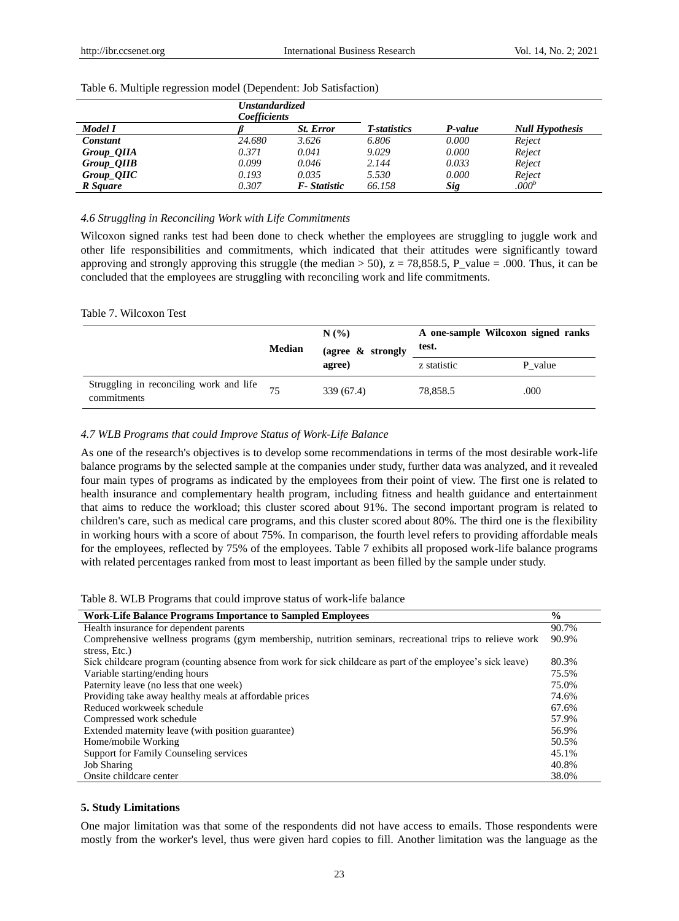Table 6. Multiple regression model (Dependent: Job Satisfaction)

| | *Unstandardized Coefficients* | | | | |
|---|---|---|---|---|---|
| ***Model I*** | ***β*** | ***St. Error*** | ***T-statistics*** | ***P-value*** | ***Null Hypothesis*** |
| ***Constant*** | *24.680* | *3.626* | *6.806* | *0.000* | *Reject* |
| ***Group_QIIA*** | *0.371* | *0.041* | *9.029* | *0.000* | *Reject* |
| ***Group_QIIB*** | *0.099* | *0.046* | *2.144* | *0.033* | *Reject* |
| ***Group_QIIC*** | *0.193* | *0.035* | *5.530* | *0.000* | *Reject* |
| ***R Square*** | *0.307* | ***F- Statistic*** | *66.158* | ***Sig*** | *.000[b]* |

### *4.6 Struggling in Reconciling Work with Life Commitments*

Wilcoxon signed ranks test had been done to check whether the employees are struggling to juggle work and other life responsibilities and commitments, which indicated that their attitudes were significantly toward approving and strongly approving this struggle (the median > 50), z = 78,858.5, P_value = .000. Thus, it can be concluded that the employees are struggling with reconciling work and life commitments.

Table 7. Wilcoxon Test

| | **Median** | **N (%) (agree & strongly agree)** | **A one-sample Wilcoxon signed ranks test.** | |
|---|---|---|---|---|
| | | | z statistic | P_value |
| Struggling in reconciling work and life commitments | 75 | 339 (67.4) | 78,858.5 | .000 |

### *4.7 WLB Programs that could Improve Status of Work-Life Balance*

As one of the research's objectives is to develop some recommendations in terms of the most desirable work-life balance programs by the selected sample at the companies under study, further data was analyzed, and it revealed four main types of programs as indicated by the employees from their point of view. The first one is related to health insurance and complementary health program, including fitness and health guidance and entertainment that aims to reduce the workload; this cluster scored about 91%. The second important program is related to children's care, such as medical care programs, and this cluster scored about 80%. The third one is the flexibility in working hours with a score of about 75%. In comparison, the fourth level refers to providing affordable meals for the employees, reflected by 75% of the employees. Table 7 exhibits all proposed work-life balance programs with related percentages ranked from most to least important as been filled by the sample under study.

Table 8. WLB Programs that could improve status of work-life balance

| **Work-Life Balance Programs Importance to Sampled Employees** | **%** |
|---|---|
| Health insurance for dependent parents | 90.7% |
| Comprehensive wellness programs (gym membership, nutrition seminars, recreational trips to relieve work stress, Etc.) | 90.9% |
| Sick childcare program (counting absence from work for sick childcare as part of the employee's sick leave) | 80.3% |
| Variable starting/ending hours | 75.5% |
| Paternity leave (no less that one week) | 75.0% |
| Providing take away healthy meals at affordable prices | 74.6% |
| Reduced workweek schedule | 67.6% |
| Compressed work schedule | 57.9% |
| Extended maternity leave (with position guarantee) | 56.9% |
| Home/mobile Working | 50.5% |
| Support for Family Counseling services | 45.1% |
| Job Sharing | 40.8% |
| Onsite childcare center | 38.0% |

## **5. Study Limitations**

One major limitation was that some of the respondents did not have access to emails. Those respondents were mostly from the worker's level, thus were given hard copies to fill. Another limitation was the language as the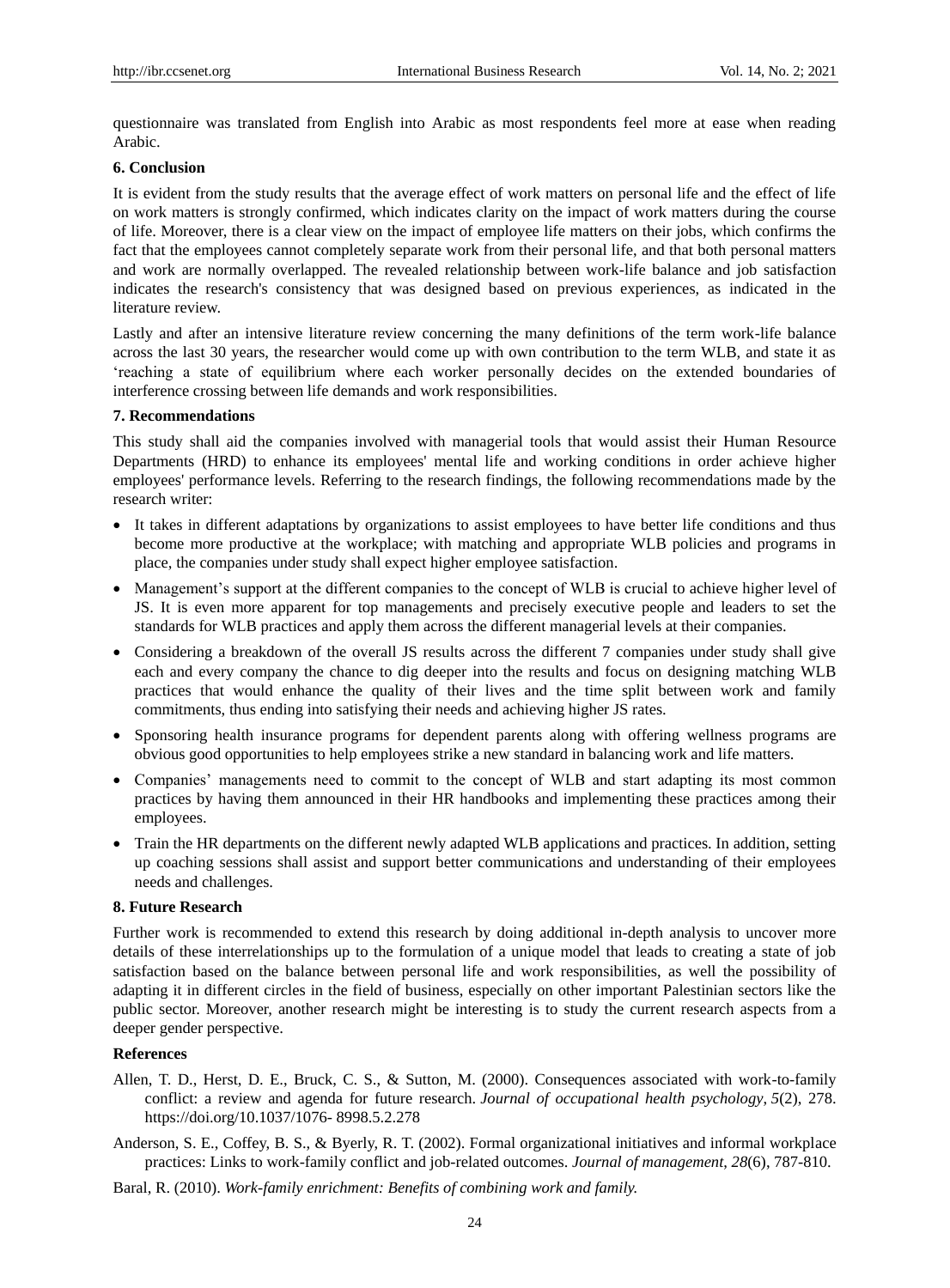questionnaire was translated from English into Arabic as most respondents feel more at ease when reading Arabic.

## 6. Conclusion

It is evident from the study results that the average effect of work matters on personal life and the effect of life on work matters is strongly confirmed, which indicates clarity on the impact of work matters during the course of life. Moreover, there is a clear view on the impact of employee life matters on their jobs, which confirms the fact that the employees cannot completely separate work from their personal life, and that both personal matters and work are normally overlapped. The revealed relationship between work-life balance and job satisfaction indicates the research's consistency that was designed based on previous experiences, as indicated in the literature review.

Lastly and after an intensive literature review concerning the many definitions of the term work-life balance across the last 30 years, the researcher would come up with own contribution to the term WLB, and state it as 'reaching a state of equilibrium where each worker personally decides on the extended boundaries of interference crossing between life demands and work responsibilities.

## 7. Recommendations

This study shall aid the companies involved with managerial tools that would assist their Human Resource Departments (HRD) to enhance its employees' mental life and working conditions in order achieve higher employees' performance levels. Referring to the research findings, the following recommendations made by the research writer:

- It takes in different adaptations by organizations to assist employees to have better life conditions and thus become more productive at the workplace; with matching and appropriate WLB policies and programs in place, the companies under study shall expect higher employee satisfaction.
- Management's support at the different companies to the concept of WLB is crucial to achieve higher level of JS. It is even more apparent for top managements and precisely executive people and leaders to set the standards for WLB practices and apply them across the different managerial levels at their companies.
- Considering a breakdown of the overall JS results across the different 7 companies under study shall give each and every company the chance to dig deeper into the results and focus on designing matching WLB practices that would enhance the quality of their lives and the time split between work and family commitments, thus ending into satisfying their needs and achieving higher JS rates.
- Sponsoring health insurance programs for dependent parents along with offering wellness programs are obvious good opportunities to help employees strike a new standard in balancing work and life matters.
- Companies' managements need to commit to the concept of WLB and start adapting its most common practices by having them announced in their HR handbooks and implementing these practices among their employees.
- Train the HR departments on the different newly adapted WLB applications and practices. In addition, setting up coaching sessions shall assist and support better communications and understanding of their employees needs and challenges.

## 8. Future Research

Further work is recommended to extend this research by doing additional in-depth analysis to uncover more details of these interrelationships up to the formulation of a unique model that leads to creating a state of job satisfaction based on the balance between personal life and work responsibilities, as well the possibility of adapting it in different circles in the field of business, especially on other important Palestinian sectors like the public sector. Moreover, another research might be interesting is to study the current research aspects from a deeper gender perspective.

## References

Allen, T. D., Herst, D. E., Bruck, C. S., & Sutton, M. (2000). Consequences associated with work-to-family conflict: a review and agenda for future research. *Journal of occupational health psychology*, *5*(2), 278. https://doi.org/10.1037/1076- 8998.5.2.278

Anderson, S. E., Coffey, B. S., & Byerly, R. T. (2002). Formal organizational initiatives and informal workplace practices: Links to work-family conflict and job-related outcomes. *Journal of management*, *28*(6), 787-810.

Baral, R. (2010). *Work-family enrichment: Benefits of combining work and family.*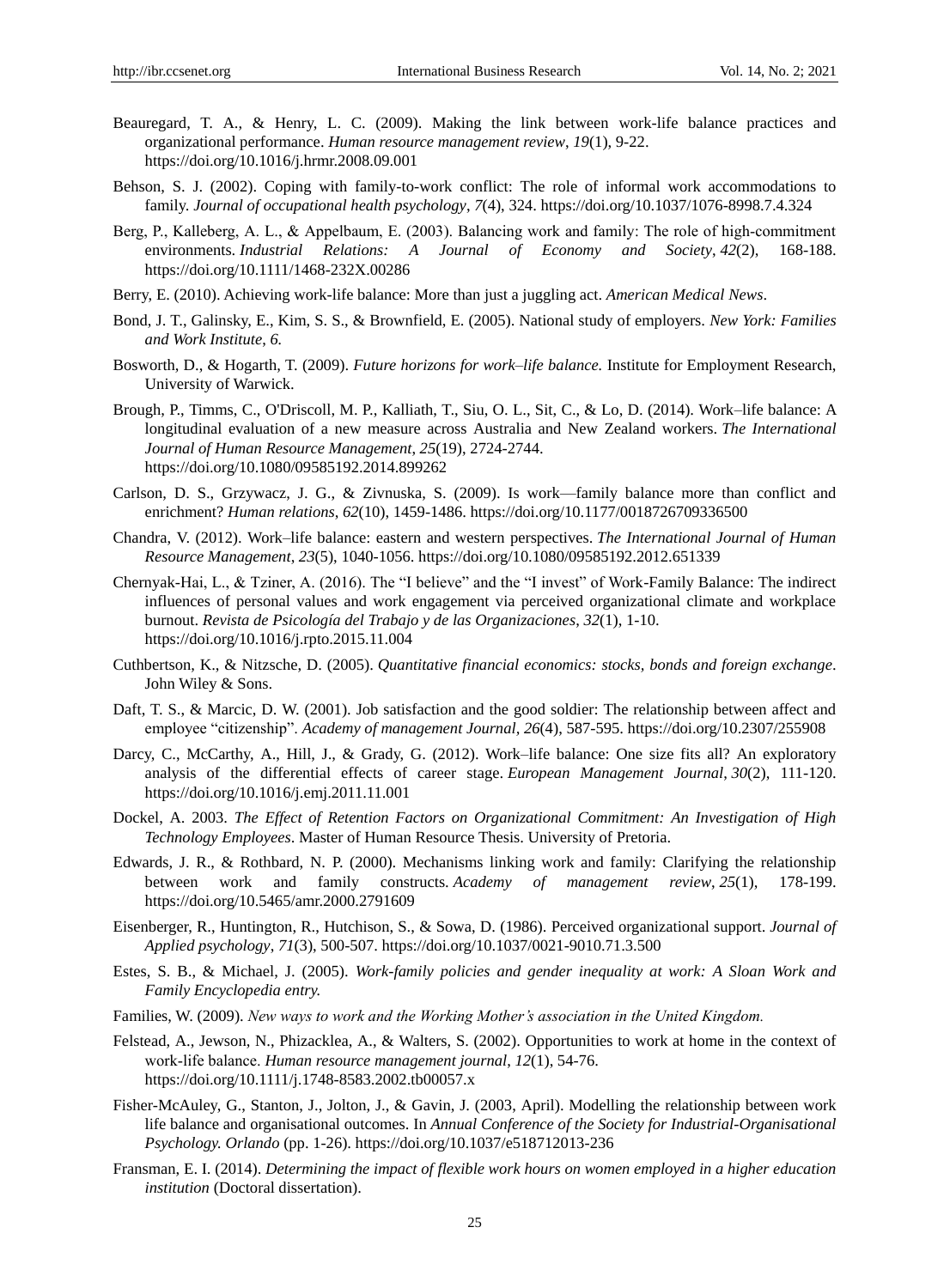Beauregard, T. A., & Henry, L. C. (2009). Making the link between work-life balance practices and organizational performance. *Human resource management review*, *19*(1), 9-22. https://doi.org/10.1016/j.hrmr.2008.09.001

Behson, S. J. (2002). Coping with family-to-work conflict: The role of informal work accommodations to family. *Journal of occupational health psychology*, *7*(4), 324. https://doi.org/10.1037/1076-8998.7.4.324

Berg, P., Kalleberg, A. L., & Appelbaum, E. (2003). Balancing work and family: The role of high-commitment environments. *Industrial Relations: A Journal of Economy and Society*, *42*(2), 168-188. https://doi.org/10.1111/1468-232X.00286

Berry, E. (2010). Achieving work-life balance: More than just a juggling act. *American Medical News*.

Bond, J. T., Galinsky, E., Kim, S. S., & Brownfield, E. (2005). National study of employers. *New York: Families and Work Institute*, *6.*

Bosworth, D., & Hogarth, T. (2009). *Future horizons for work–life balance.* Institute for Employment Research, University of Warwick.

Brough, P., Timms, C., O'Driscoll, M. P., Kalliath, T., Siu, O. L., Sit, C., & Lo, D. (2014). Work–life balance: A longitudinal evaluation of a new measure across Australia and New Zealand workers. *The International Journal of Human Resource Management*, *25*(19), 2724-2744. https://doi.org/10.1080/09585192.2014.899262

Carlson, D. S., Grzywacz, J. G., & Zivnuska, S. (2009). Is work—family balance more than conflict and enrichment? *Human relations*, *62*(10), 1459-1486. https://doi.org/10.1177/0018726709336500

Chandra, V. (2012). Work–life balance: eastern and western perspectives. *The International Journal of Human Resource Management*, *23*(5), 1040-1056. https://doi.org/10.1080/09585192.2012.651339

Chernyak-Hai, L., & Tziner, A. (2016). The "I believe" and the "I invest" of Work-Family Balance: The indirect influences of personal values and work engagement via perceived organizational climate and workplace burnout. *Revista de Psicología del Trabajo y de las Organizaciones*, *32*(1), 1-10. https://doi.org/10.1016/j.rpto.2015.11.004

Cuthbertson, K., & Nitzsche, D. (2005). *Quantitative financial economics: stocks, bonds and foreign exchange*. John Wiley & Sons.

Daft, T. S., & Marcic, D. W. (2001). Job satisfaction and the good soldier: The relationship between affect and employee "citizenship". *Academy of management Journal*, *26*(4), 587-595. https://doi.org/10.2307/255908

Darcy, C., McCarthy, A., Hill, J., & Grady, G. (2012). Work–life balance: One size fits all? An exploratory analysis of the differential effects of career stage. *European Management Journal*, *30*(2), 111-120. https://doi.org/10.1016/j.emj.2011.11.001

Dockel, A. 2003. *The Effect of Retention Factors on Organizational Commitment: An Investigation of High Technology Employees*. Master of Human Resource Thesis. University of Pretoria.

Edwards, J. R., & Rothbard, N. P. (2000). Mechanisms linking work and family: Clarifying the relationship between work and family constructs. *Academy of management review*, *25*(1), 178-199. https://doi.org/10.5465/amr.2000.2791609

Eisenberger, R., Huntington, R., Hutchison, S., & Sowa, D. (1986). Perceived organizational support. *Journal of Applied psychology*, *71*(3), 500-507. https://doi.org/10.1037/0021-9010.71.3.500

Estes, S. B., & Michael, J. (2005). *Work-family policies and gender inequality at work: A Sloan Work and Family Encyclopedia entry.*

Families, W. (2009). *New ways to work and the Working Mother's association in the United Kingdom.*

Felstead, A., Jewson, N., Phizacklea, A., & Walters, S. (2002). Opportunities to work at home in the context of work-life balance. *Human resource management journal*, *12*(1), 54-76. https://doi.org/10.1111/j.1748-8583.2002.tb00057.x

Fisher-McAuley, G., Stanton, J., Jolton, J., & Gavin, J. (2003, April). Modelling the relationship between work life balance and organisational outcomes. In *Annual Conference of the Society for Industrial-Organisational Psychology. Orlando* (pp. 1-26). https://doi.org/10.1037/e518712013-236

Fransman, E. I. (2014). *Determining the impact of flexible work hours on women employed in a higher education institution* (Doctoral dissertation).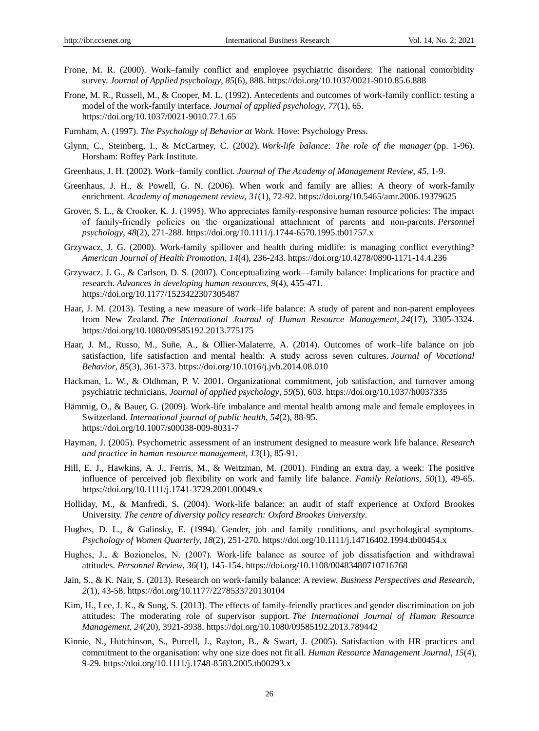Frone, M. R. (2000). Work–family conflict and employee psychiatric disorders: The national comorbidity survey. *Journal of Applied psychology*, *85*(6), 888. https://doi.org/10.1037/0021-9010.85.6.888

Frone, M. R., Russell, M., & Cooper, M. L. (1992). Antecedents and outcomes of work-family conflict: testing a model of the work-family interface. *Journal of applied psychology*, *77*(1), 65. https://doi.org/10.1037/0021-9010.77.1.65

Furnham, A. (1997). *The Psychology of Behavior at Work.* Hove: Psychology Press.

Glynn, C., Steinberg, I., & McCartney, C. (2002). *Work-life balance: The role of the manager* (pp. 1-96). Horsham: Roffey Park Institute.

Greenhaus, J. H. (2002). Work–family conflict. *Journal of The Academy of Management Review*, *45,* 1-9.

Greenhaus, J. H., & Powell, G. N. (2006). When work and family are allies: A theory of work-family enrichment. *Academy of management review*, *31*(1), 72-92. https://doi.org/10.5465/amr.2006.19379625

Grover, S. L., & Crooker, K. J. (1995). Who appreciates family-responsive human resource policies: The impact of family-friendly policies on the organizational attachment of parents and non-parents. *Personnel psychology*, *48*(2), 271-288. https://doi.org/10.1111/j.1744-6570.1995.tb01757.x

Grzywacz, J. G. (2000). Work-family spillover and health during midlife: is managing conflict everything? *American Journal of Health Promotion*, *14*(4), 236-243. https://doi.org/10.4278/0890-1171-14.4.236

Grzywacz, J. G., & Carlson, D. S. (2007). Conceptualizing work—family balance: Implications for practice and research. *Advances in developing human resources*, *9*(4), 455-471. https://doi.org/10.1177/1523422307305487

Haar, J. M. (2013). Testing a new measure of work–life balance: A study of parent and non-parent employees from New Zealand. *The International Journal of Human Resource Management*, *24*(17), 3305-3324. https://doi.org/10.1080/09585192.2013.775175

Haar, J. M., Russo, M., Suñe, A., & Ollier-Malaterre, A. (2014). Outcomes of work–life balance on job satisfaction, life satisfaction and mental health: A study across seven cultures. *Journal of Vocational Behavior*, *85*(3), 361-373. https://doi.org/10.1016/j.jvb.2014.08.010

Hackman, L. W., & Oldhman, P. V. 2001. Organizational commitment, job satisfaction, and turnover among psychiatric technicians, *Journal of applied psychology*, *59*(5), 603. https://doi.org/10.1037/h0037335

Hämmig, O., & Bauer, G. (2009). Work-life imbalance and mental health among male and female employees in Switzerland. *International journal of public health*, *54*(2), 88-95. https://doi.org/10.1007/s00038-009-8031-7

Hayman, J. (2005). Psychometric assessment of an instrument designed to measure work life balance. *Research and practice in human resource management*, *13*(1), 85-91.

Hill, E. J., Hawkins, A. J., Ferris, M., & Weitzman, M. (2001). Finding an extra day, a week: The positive influence of perceived job flexibility on work and family life balance. *Family Relations*, *50*(1), 49-65. https://doi.org/10.1111/j.1741-3729.2001.00049.x

Holliday, M., & Manfredi, S. (2004). Work-life balance: an audit of staff experience at Oxford Brookes University. *The centre of diversity policy research: Oxford Brookes University*.

Hughes, D. L., & Galinsky, E. (1994). Gender, job and family conditions, and psychological symptoms. *Psychology of Women Quarterly*, *18*(2), 251-270. https://doi.org/10.1111/j.14716402.1994.tb00454.x

Hughes, J., & Bozionelos, N. (2007). Work-life balance as source of job dissatisfaction and withdrawal attitudes. *Personnel Review*, *36*(1), 145-154. https://doi.org/10.1108/00483480710716768

Jain, S., & K. Nair, S. (2013). Research on work-family balance: A review. *Business Perspectives and Research*, *2*(1), 43-58. https://doi.org/10.1177/2278533720130104

Kim, H., Lee, J. K., & Sung, S. (2013). The effects of family-friendly practices and gender discrimination on job attitudes: The moderating role of supervisor support. *The International Journal of Human Resource Management*, *24*(20), 3921-3938. https://doi.org/10.1080/09585192.2013.789442

Kinnie, N., Hutchinson, S., Purcell, J., Rayton, B., & Swart, J. (2005). Satisfaction with HR practices and commitment to the organisation: why one size does not fit all. *Human Resource Management Journal*, *15*(4), 9-29. https://doi.org/10.1111/j.1748-8583.2005.tb00293.x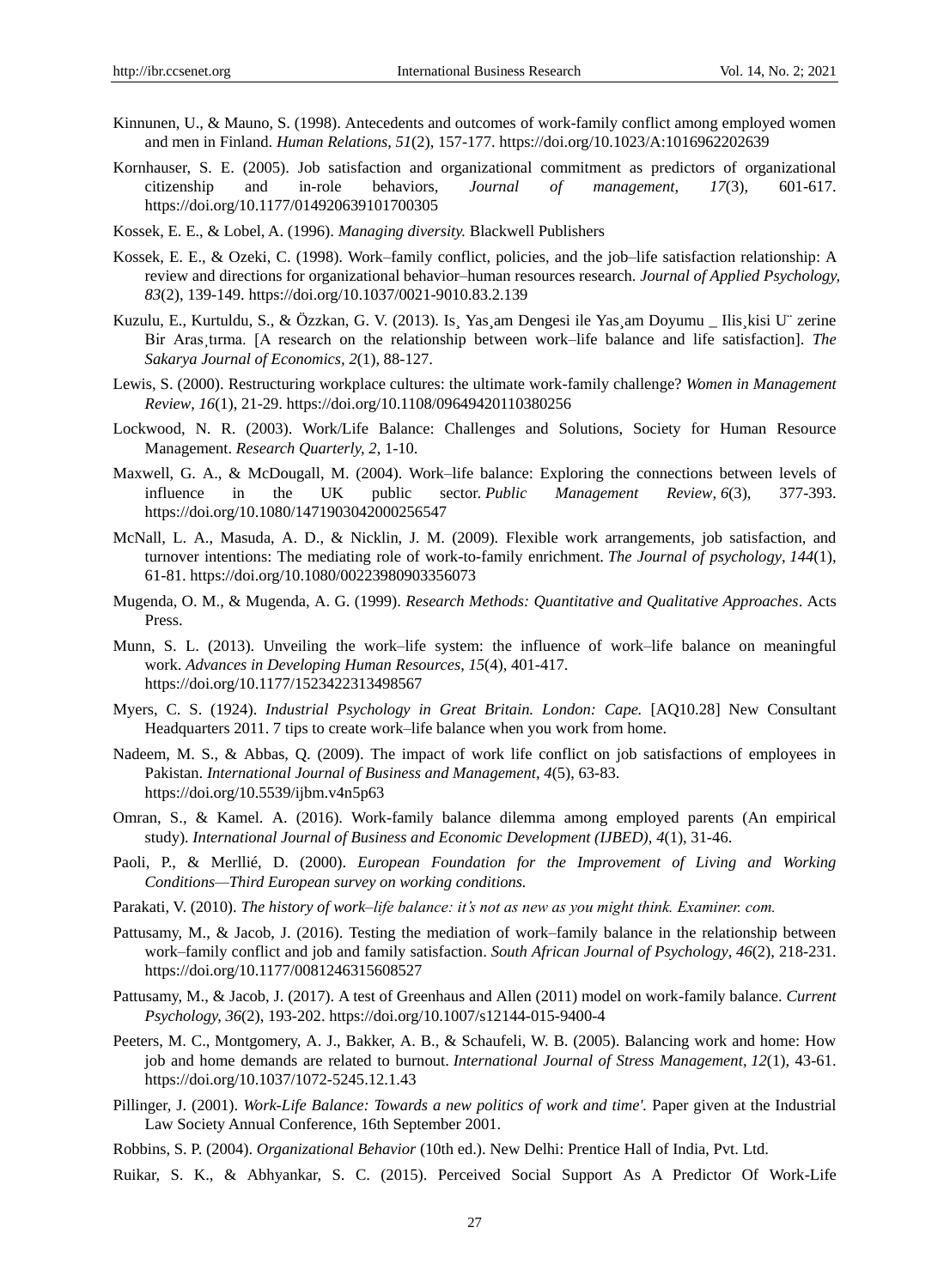Kinnunen, U., & Mauno, S. (1998). Antecedents and outcomes of work-family conflict among employed women and men in Finland. *Human Relations*, *51*(2), 157-177. https://doi.org/10.1023/A:1016962202639

Kornhauser, S. E. (2005). Job satisfaction and organizational commitment as predictors of organizational citizenship and in-role behaviors, *Journal of management*, *17*(3), 601-617. https://doi.org/10.1177/014920639101700305

Kossek, E. E., & Lobel, A. (1996). *Managing diversity.* Blackwell Publishers

Kossek, E. E., & Ozeki, C. (1998). Work–family conflict, policies, and the job–life satisfaction relationship: A review and directions for organizational behavior–human resources research. *Journal of Applied Psychology, 83*(2), 139-149. https://doi.org/10.1037/0021-9010.83.2.139

Kuzulu, E., Kurtuldu, S., & Özzkan, G. V. (2013). Is¸ Yas¸am Dengesi ile Yas¸am Doyumu _ Ilis¸kisi U¨ zerine Bir Aras¸tırma. [A research on the relationship between work–life balance and life satisfaction]. *The Sakarya Journal of Economics, 2*(1), 88-127.

Lewis, S. (2000). Restructuring workplace cultures: the ultimate work-family challenge? *Women in Management Review*, *16*(1), 21-29. https://doi.org/10.1108/09649420110380256

Lockwood, N. R. (2003). Work/Life Balance: Challenges and Solutions, Society for Human Resource Management. *Research Quarterly*, *2*, 1-10.

Maxwell, G. A., & McDougall, M. (2004). Work–life balance: Exploring the connections between levels of influence in the UK public sector. *Public Management Review*, *6*(3), 377-393. https://doi.org/10.1080/1471903042000256547

McNall, L. A., Masuda, A. D., & Nicklin, J. M. (2009). Flexible work arrangements, job satisfaction, and turnover intentions: The mediating role of work-to-family enrichment. *The Journal of psychology*, *144*(1), 61-81. https://doi.org/10.1080/00223980903356073

Mugenda, O. M., & Mugenda, A. G. (1999). *Research Methods: Quantitative and Qualitative Approaches*. Acts Press.

Munn, S. L. (2013). Unveiling the work–life system: the influence of work–life balance on meaningful work. *Advances in Developing Human Resources*, *15*(4), 401-417. https://doi.org/10.1177/1523422313498567

Myers, C. S. (1924). *Industrial Psychology in Great Britain. London: Cape.* [AQ10.28] New Consultant Headquarters 2011. 7 tips to create work–life balance when you work from home.

Nadeem, M. S., & Abbas, Q. (2009). The impact of work life conflict on job satisfactions of employees in Pakistan. *International Journal of Business and Management*, *4*(5), 63-83. https://doi.org/10.5539/ijbm.v4n5p63

Omran, S., & Kamel. A. (2016). Work-family balance dilemma among employed parents (An empirical study). *International Journal of Business and Economic Development (IJBED)*, *4*(1), 31-46.

Paoli, P., & Merllié, D. (2000). *European Foundation for the Improvement of Living and Working Conditions—Third European survey on working conditions.*

Parakati, V. (2010). *The history of work–life balance: it's not as new as you might think. Examiner. com.*

Pattusamy, M., & Jacob, J. (2016). Testing the mediation of work–family balance in the relationship between work–family conflict and job and family satisfaction. *South African Journal of Psychology*, *46*(2), 218-231. https://doi.org/10.1177/0081246315608527

Pattusamy, M., & Jacob, J. (2017). A test of Greenhaus and Allen (2011) model on work-family balance. *Current Psychology, 36*(2), 193-202. https://doi.org/10.1007/s12144-015-9400-4

Peeters, M. C., Montgomery, A. J., Bakker, A. B., & Schaufeli, W. B. (2005). Balancing work and home: How job and home demands are related to burnout. *International Journal of Stress Management*, *12*(1), 43-61. https://doi.org/10.1037/1072-5245.12.1.43

Pillinger, J. (2001). *Work-Life Balance: Towards a new politics of work and time'.* Paper given at the Industrial Law Society Annual Conference, 16th September 2001.

Robbins, S. P. (2004). *Organizational Behavior* (10th ed.). New Delhi: Prentice Hall of India, Pvt. Ltd.

Ruikar, S. K., & Abhyankar, S. C. (2015). Perceived Social Support As A Predictor Of Work-Life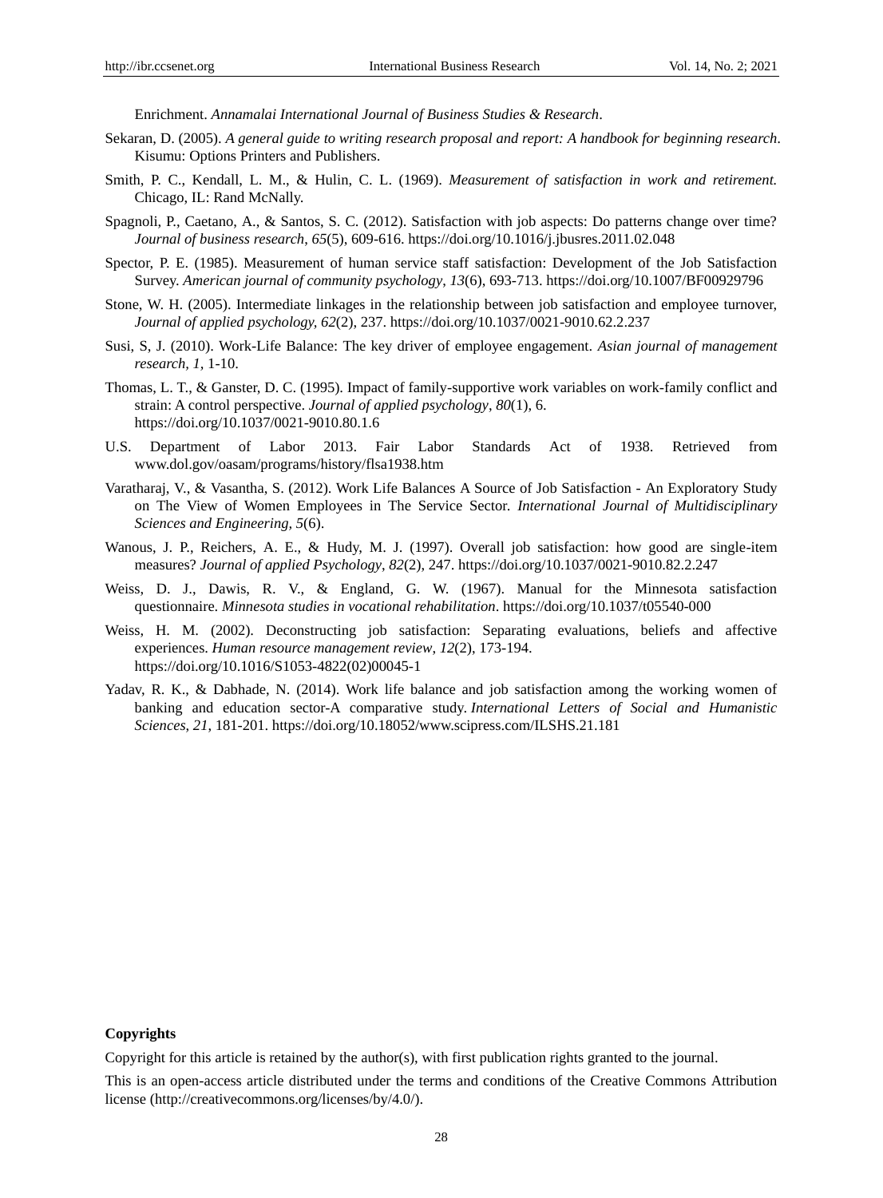Enrichment. *Annamalai International Journal of Business Studies & Research*.

Sekaran, D. (2005). *A general guide to writing research proposal and report: A handbook for beginning research*. Kisumu: Options Printers and Publishers.

Smith, P. C., Kendall, L. M., & Hulin, C. L. (1969). *Measurement of satisfaction in work and retirement.* Chicago, IL: Rand McNally.

Spagnoli, P., Caetano, A., & Santos, S. C. (2012). Satisfaction with job aspects: Do patterns change over time? *Journal of business research*, *65*(5), 609-616. https://doi.org/10.1016/j.jbusres.2011.02.048

Spector, P. E. (1985). Measurement of human service staff satisfaction: Development of the Job Satisfaction Survey. *American journal of community psychology*, *13*(6), 693-713. https://doi.org/10.1007/BF00929796

Stone, W. H. (2005). Intermediate linkages in the relationship between job satisfaction and employee turnover, *Journal of applied psychology, 62*(2), 237. https://doi.org/10.1037/0021-9010.62.2.237

Susi, S, J. (2010). Work-Life Balance: The key driver of employee engagement. *Asian journal of management research*, *1*, 1-10.

Thomas, L. T., & Ganster, D. C. (1995). Impact of family-supportive work variables on work-family conflict and strain: A control perspective. *Journal of applied psychology*, *80*(1), 6. https://doi.org/10.1037/0021-9010.80.1.6

U.S. Department of Labor 2013. Fair Labor Standards Act of 1938. Retrieved from www.dol.gov/oasam/programs/history/flsa1938.htm

Varatharaj, V., & Vasantha, S. (2012). Work Life Balances A Source of Job Satisfaction - An Exploratory Study on The View of Women Employees in The Service Sector. *International Journal of Multidisciplinary Sciences and Engineering*, *5*(6).

Wanous, J. P., Reichers, A. E., & Hudy, M. J. (1997). Overall job satisfaction: how good are single-item measures? *Journal of applied Psychology*, *82*(2), 247. https://doi.org/10.1037/0021-9010.82.2.247

Weiss, D. J., Dawis, R. V., & England, G. W. (1967). Manual for the Minnesota satisfaction questionnaire. *Minnesota studies in vocational rehabilitation*. https://doi.org/10.1037/t05540-000

Weiss, H. M. (2002). Deconstructing job satisfaction: Separating evaluations, beliefs and affective experiences. *Human resource management review*, *12*(2), 173-194. https://doi.org/10.1016/S1053-4822(02)00045-1

Yadav, R. K., & Dabhade, N. (2014). Work life balance and job satisfaction among the working women of banking and education sector-A comparative study. *International Letters of Social and Humanistic Sciences*, *21*, 181-201. https://doi.org/10.18052/www.scipress.com/ILSHS.21.181

**Copyrights**

Copyright for this article is retained by the author(s), with first publication rights granted to the journal.

This is an open-access article distributed under the terms and conditions of the Creative Commons Attribution license (http://creativecommons.org/licenses/by/4.0/).